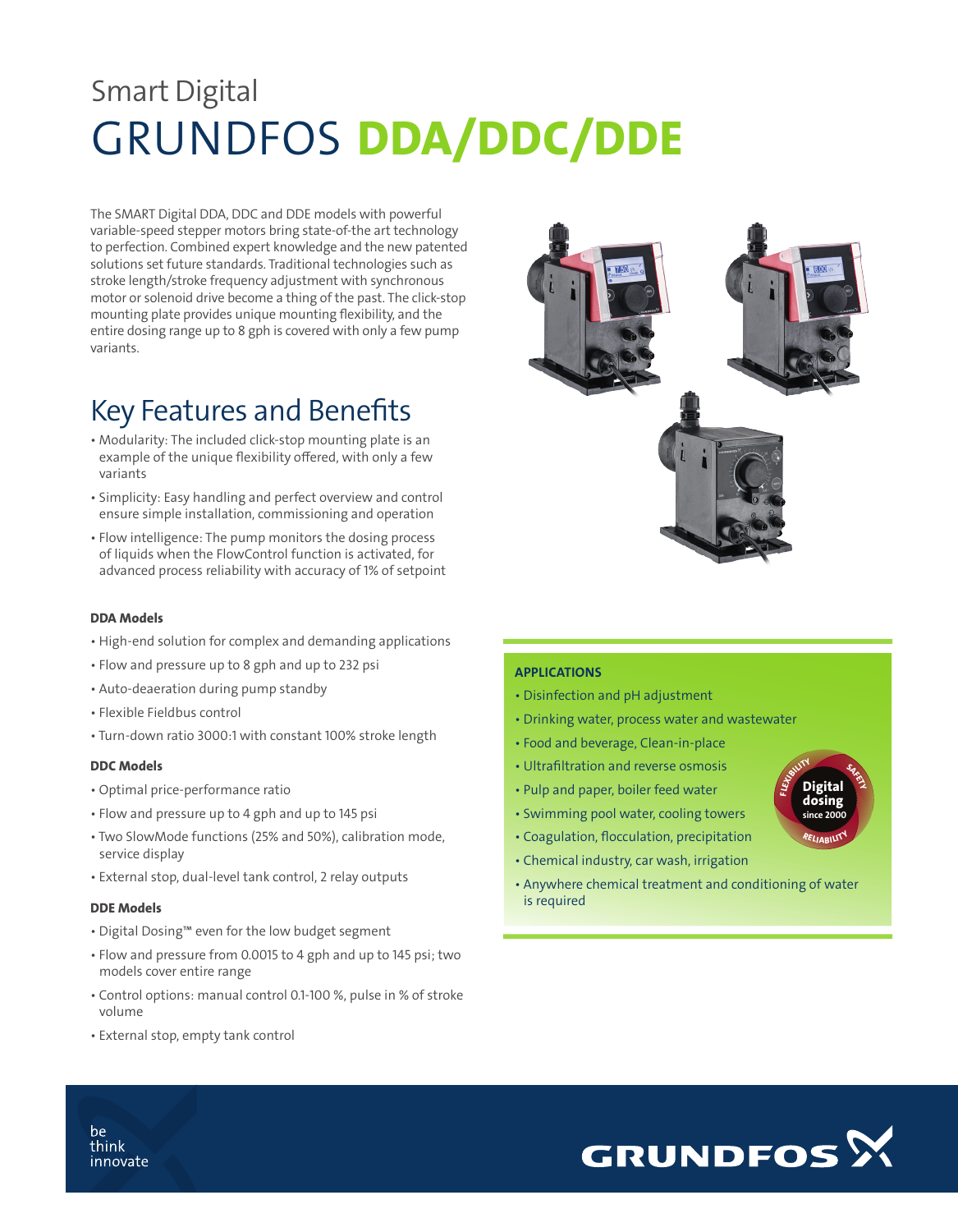Smart Digital

# GRUNDFOS **DDA/DDC/DDE**

The SMART Digital DDA, DDC and DDE models with powerful variable-speed stepper motors bring state-of-the art technology to perfection. Combined expert knowledge and the new patented solutions set future standards. Traditional technologies such as stroke length/stroke frequency adjustment with synchronous motor or solenoid drive become a thing of the past. The click-stop mounting plate provides unique mounting flexibility, and the entire dosing range up to 8 gph is covered with only a few pump variants.

## Key Features and Benefits

- Modularity: The included click-stop mounting plate is an example of the unique flexibility offered, with only a few variants
- Simplicity: Easy handling and perfect overview and control ensure simple installation, commissioning and operation
- Flow intelligence: The pump monitors the dosing process of liquids when the FlowControl function is activated, for advanced process reliability with accuracy of 1% of setpoint

**DDA Models**

- High-end solution for complex and demanding applications
- Flow and pressure up to 8 gph and up to 232 psi
- Auto-deaeration during pump standby
- Flexible Fieldbus control
- Turn-down ratio 3000:1 with constant 100% stroke length

**DDC Models**

- Optimal price-performance ratio
- Flow and pressure up to 4 gph and up to 145 psi
- Two SlowMode functions (25% and 50%), calibration mode, service display
- External stop, dual-level tank control, 2 relay outputs

**DDE Models**

- Digital Dosing™ even for the low budget segment
- Flow and pressure from 0.0015 to 4 gph and up to 145 psi; two models cover entire range
- Control options: manual control 0.1-100 %, pulse in % of stroke volume
- External stop, empty tank control

**APPLICATIONS**

- Disinfection and pH adjustment
- Drinking water, process water and wastewater
- Food and beverage, Clean-in-place
- Ultrafiltration and reverse osmosis
- Pulp and paper, boiler feed water
- Swimming pool water, cooling towers
- Coagulation, flocculation, precipitation
- Chemical industry, car wash, irrigation
- Anywhere chemical treatment and conditioning of water is required

Digital dosing since 2000 — Flexibility, Safety, Reliability

be think innovate

GRUNDFOS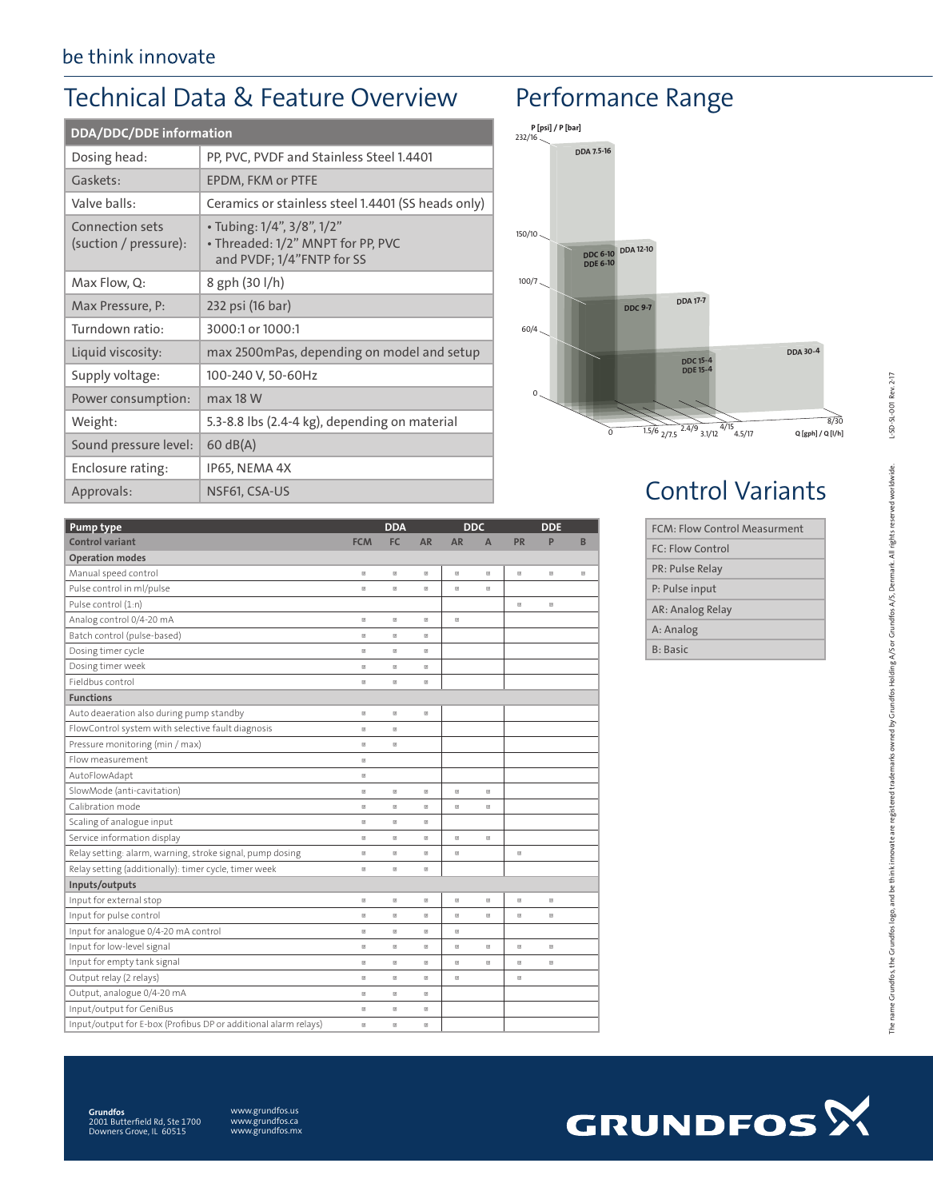be think innovate

# Technical Data & Feature Overview

| DDA/DDC/DDE information | |
|---|---|
| Dosing head: | PP, PVC, PVDF and Stainless Steel 1.4401 |
| Gaskets: | EPDM, FKM or PTFE |
| Valve balls: | Ceramics or stainless steel 1.4401 (SS heads only) |
| Connection sets (suction / pressure): | • Tubing: 1/4", 3/8", 1/2"<br>• Threaded: 1/2" MNPT for PP, PVC and PVDF; 1/4"FNTP for SS |
| Max Flow, Q: | 8 gph (30 l/h) |
| Max Pressure, P: | 232 psi (16 bar) |
| Turndown ratio: | 3000:1 or 1000:1 |
| Liquid viscosity: | max 2500mPas, depending on model and setup |
| Supply voltage: | 100-240 V, 50-60Hz |
| Power consumption: | max 18 W |
| Weight: | 5.3-8.8 lbs (2.4-4 kg), depending on material |
| Sound pressure level: | 60 dB(A) |
| Enclosure rating: | IP65, NEMA 4X |
| Approvals: | NSF61, CSA-US |

# Performance Range

P [psi] / P [bar]

232/16

150/10

100/7

60/4

0

DDA 7.5-16

DDC 6-10
DDE 6-10

DDA 12-10

DDC 9-7

DDA 17-7

DDC 15-4
DDE 15-4

DDA 30-4

0

1.5/6

2/7.5

2.4/9

3.1/12

4/15

4.5/17

8/30

Q [gph] / Q [l/h]

| Pump type | DDA | | | DDC | | DDE | | |
|---|---|---|---|---|---|---|---|---|
| **Control variant** | **FCM** | **FC** | **AR** | **AR** | **A** | **PR** | **P** | **B** |
| **Operation modes** | | | | | | | | |
| Manual speed control | ■ | ■ | ■ | ■ | ■ | ■ | ■ | ■ |
| Pulse control in ml/pulse | ■ | ■ | ■ | ■ | ■ | | | |
| Pulse control (1:n) | | | | | | ■ | ■ | |
| Analog control 0/4-20 mA | ■ | ■ | ■ | ■ | | | | |
| Batch control (pulse-based) | ■ | ■ | ■ | | | | | |
| Dosing timer cycle | ■ | ■ | ■ | | | | | |
| Dosing timer week | ■ | ■ | ■ | | | | | |
| Fieldbus control | ■ | ■ | ■ | | | | | |
| **Functions** | | | | | | | | |
| Auto deaeration also during pump standby | ■ | ■ | ■ | | | | | |
| FlowControl system with selective fault diagnosis | ■ | ■ | | | | | | |
| Pressure monitoring (min / max) | ■ | ■ | | | | | | |
| Flow measurement | ■ | | | | | | | |
| AutoFlowAdapt | ■ | | | | | | | |
| SlowMode (anti-cavitation) | ■ | ■ | ■ | ■ | ■ | | | |
| Calibration mode | ■ | ■ | ■ | ■ | ■ | | | |
| Scaling of analogue input | ■ | ■ | ■ | | | | | |
| Service information display | ■ | ■ | ■ | ■ | ■ | | | |
| Relay setting: alarm, warning, stroke signal, pump dosing | ■ | ■ | ■ | ■ | | ■ | | |
| Relay setting (additionally): timer cycle, timer week | ■ | ■ | ■ | | | | | |
| **Inputs/outputs** | | | | | | | | |
| Input for external stop | ■ | ■ | ■ | ■ | ■ | ■ | ■ | |
| Input for pulse control | ■ | ■ | ■ | ■ | ■ | ■ | ■ | |
| Input for analogue 0/4-20 mA control | ■ | ■ | ■ | ■ | | | | |
| Input for low-level signal | ■ | ■ | ■ | ■ | ■ | ■ | ■ | |
| Input for empty tank signal | ■ | ■ | ■ | ■ | ■ | ■ | ■ | |
| Output relay (2 relays) | ■ | ■ | ■ | ■ | | ■ | | |
| Output, analogue 0/4-20 mA | ■ | ■ | ■ | | | | | |
| Input/output for GeniBus | ■ | ■ | ■ | | | | | |
| Input/output for E-box (Profibus DP or additional alarm relays) | ■ | ■ | ■ | | | | | |

# Control Variants

| |
|---|
| FCM: Flow Control Measurment |
| FC: Flow Control |
| PR: Pulse Relay |
| P: Pulse input |
| AR: Analog Relay |
| A: Analog |
| B: Basic |

L-SD-SL-001 Rev. 2-17

The name Grundfos, the Grundfos logo, and be think innovate are registered trademarks owned by Grundfos Holding A/S or Grundfos A/S, Denmark. All rights reserved worldwide.

**Grundfos**
2001 Butterfield Rd, Ste 1700
Downers Grove, IL 60515

www.grundfos.us
www.grundfos.ca
www.grundfos.mx

GRUNDFOS